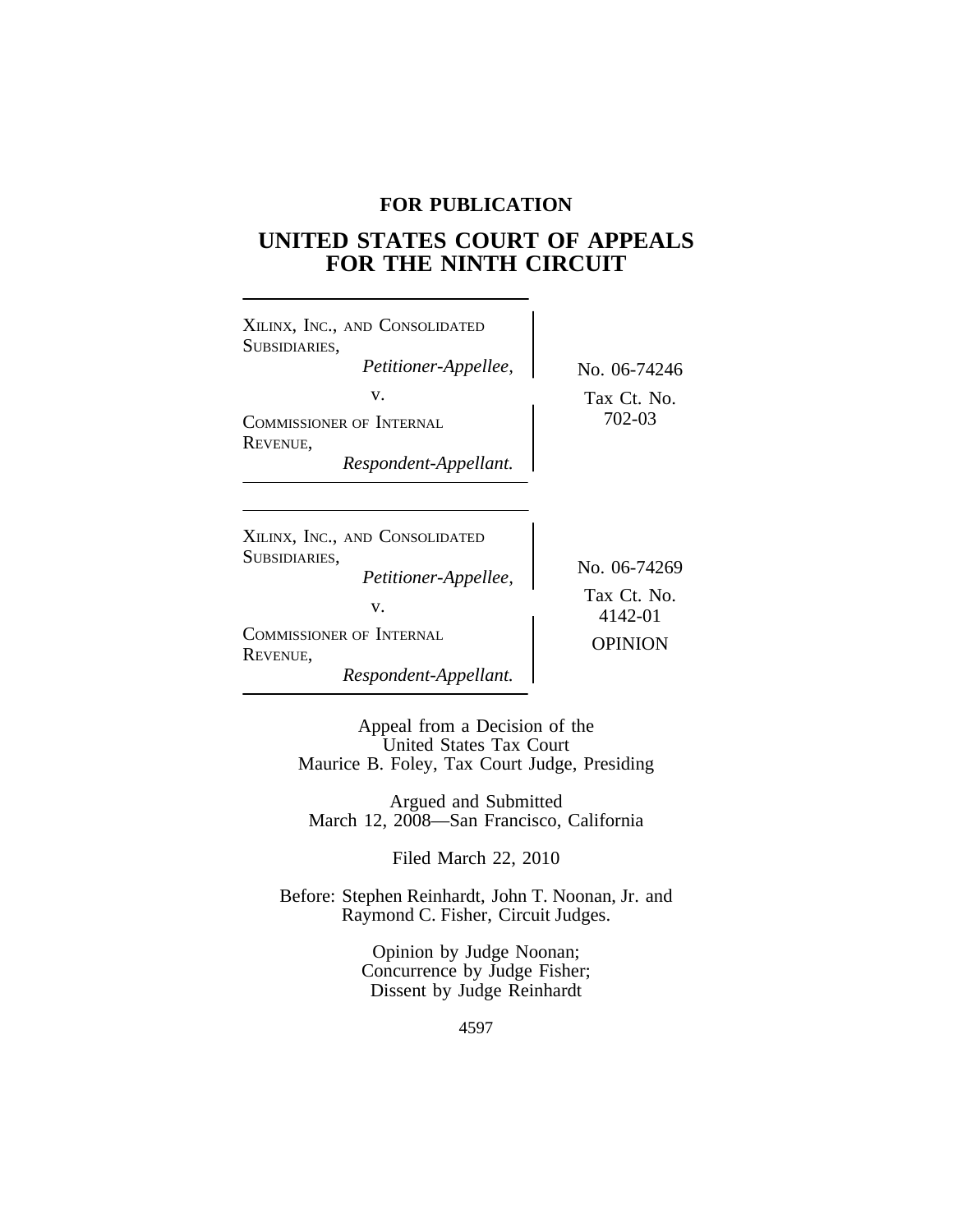**FOR PUBLICATION**

# UNITED STATES COURT OF APPEALS FOR THE NINTH CIRCUIT

XILINX, INC., AND CONSOLIDATED SUBSIDIARIES,
*Petitioner-Appellee,*

v.

COMMISSIONER OF INTERNAL REVENUE,
*Respondent-Appellant.*

No. 06-74246

Tax Ct. No. 702-03

---

XILINX, INC., AND CONSOLIDATED SUBSIDIARIES,
*Petitioner-Appellee,*

v.

COMMISSIONER OF INTERNAL REVENUE,
*Respondent-Appellant.*

No. 06-74269

Tax Ct. No. 4142-01

OPINION

Appeal from a Decision of the
United States Tax Court
Maurice B. Foley, Tax Court Judge, Presiding

Argued and Submitted
March 12, 2008—San Francisco, California

Filed March 22, 2010

Before: Stephen Reinhardt, John T. Noonan, Jr. and Raymond C. Fisher, Circuit Judges.

Opinion by Judge Noonan;
Concurrence by Judge Fisher;
Dissent by Judge Reinhardt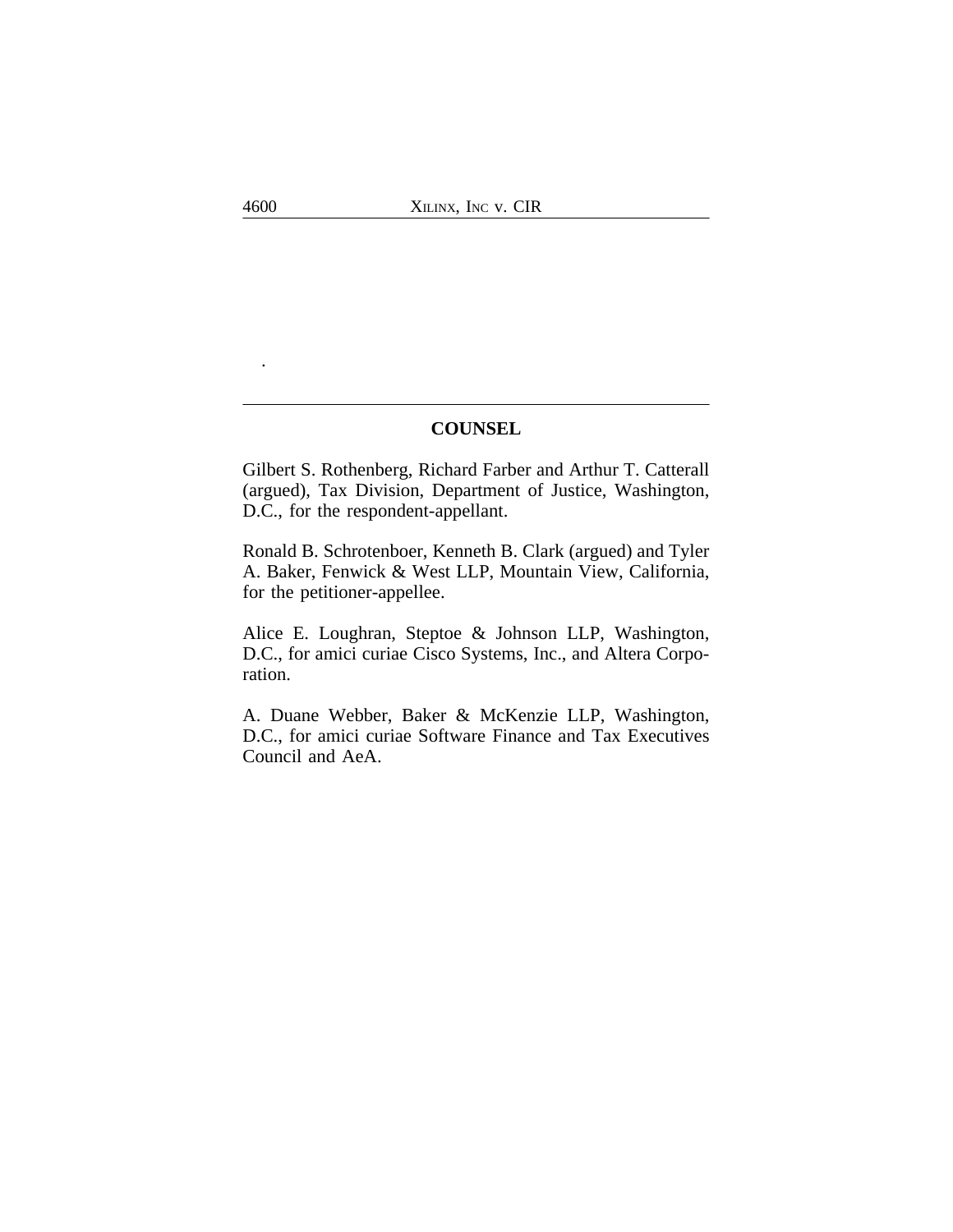## COUNSEL

Gilbert S. Rothenberg, Richard Farber and Arthur T. Catterall (argued), Tax Division, Department of Justice, Washington, D.C., for the respondent-appellant.

Ronald B. Schrotenboer, Kenneth B. Clark (argued) and Tyler A. Baker, Fenwick & West LLP, Mountain View, California, for the petitioner-appellee.

Alice E. Loughran, Steptoe & Johnson LLP, Washington, D.C., for amici curiae Cisco Systems, Inc., and Altera Corporation.

A. Duane Webber, Baker & McKenzie LLP, Washington, D.C., for amici curiae Software Finance and Tax Executives Council and AeA.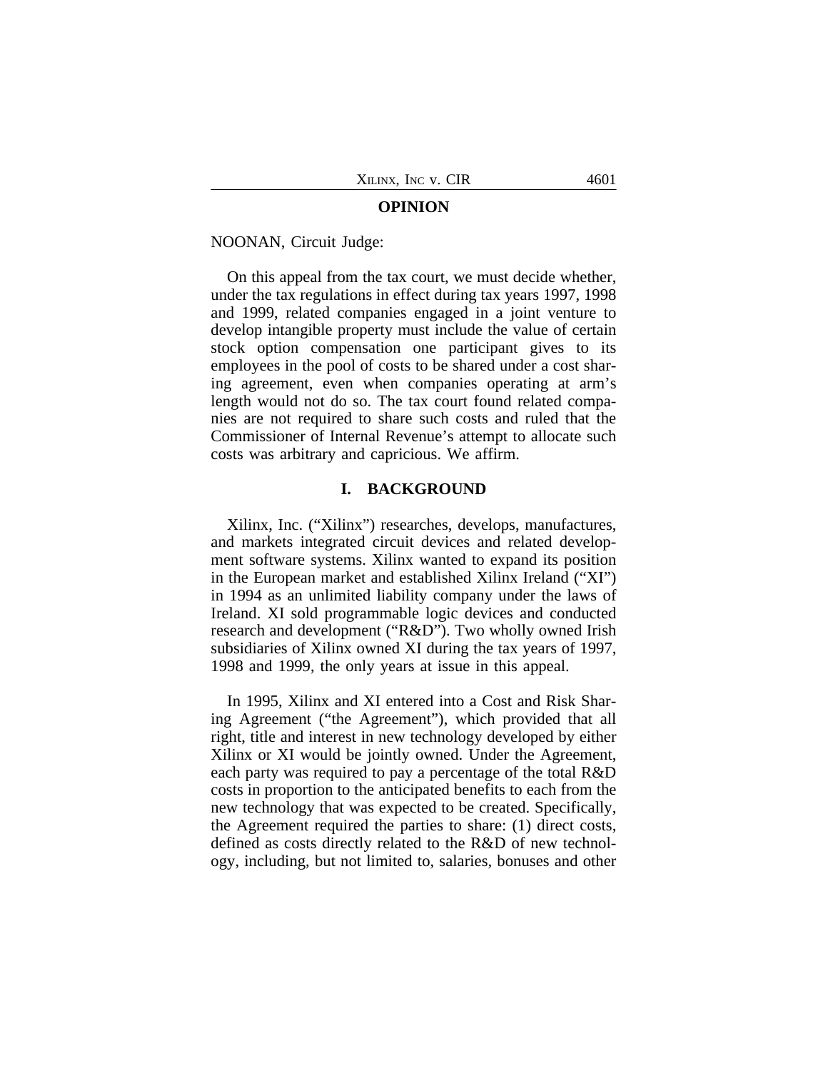## OPINION

NOONAN, Circuit Judge:

On this appeal from the tax court, we must decide whether, under the tax regulations in effect during tax years 1997, 1998 and 1999, related companies engaged in a joint venture to develop intangible property must include the value of certain stock option compensation one participant gives to its employees in the pool of costs to be shared under a cost sharing agreement, even when companies operating at arm's length would not do so. The tax court found related companies are not required to share such costs and ruled that the Commissioner of Internal Revenue's attempt to allocate such costs was arbitrary and capricious. We affirm.

## I. BACKGROUND

Xilinx, Inc. ("Xilinx") researches, develops, manufactures, and markets integrated circuit devices and related development software systems. Xilinx wanted to expand its position in the European market and established Xilinx Ireland ("XI") in 1994 as an unlimited liability company under the laws of Ireland. XI sold programmable logic devices and conducted research and development ("R&D"). Two wholly owned Irish subsidiaries of Xilinx owned XI during the tax years of 1997, 1998 and 1999, the only years at issue in this appeal.

In 1995, Xilinx and XI entered into a Cost and Risk Sharing Agreement ("the Agreement"), which provided that all right, title and interest in new technology developed by either Xilinx or XI would be jointly owned. Under the Agreement, each party was required to pay a percentage of the total R&D costs in proportion to the anticipated benefits to each from the new technology that was expected to be created. Specifically, the Agreement required the parties to share: (1) direct costs, defined as costs directly related to the R&D of new technology, including, but not limited to, salaries, bonuses and other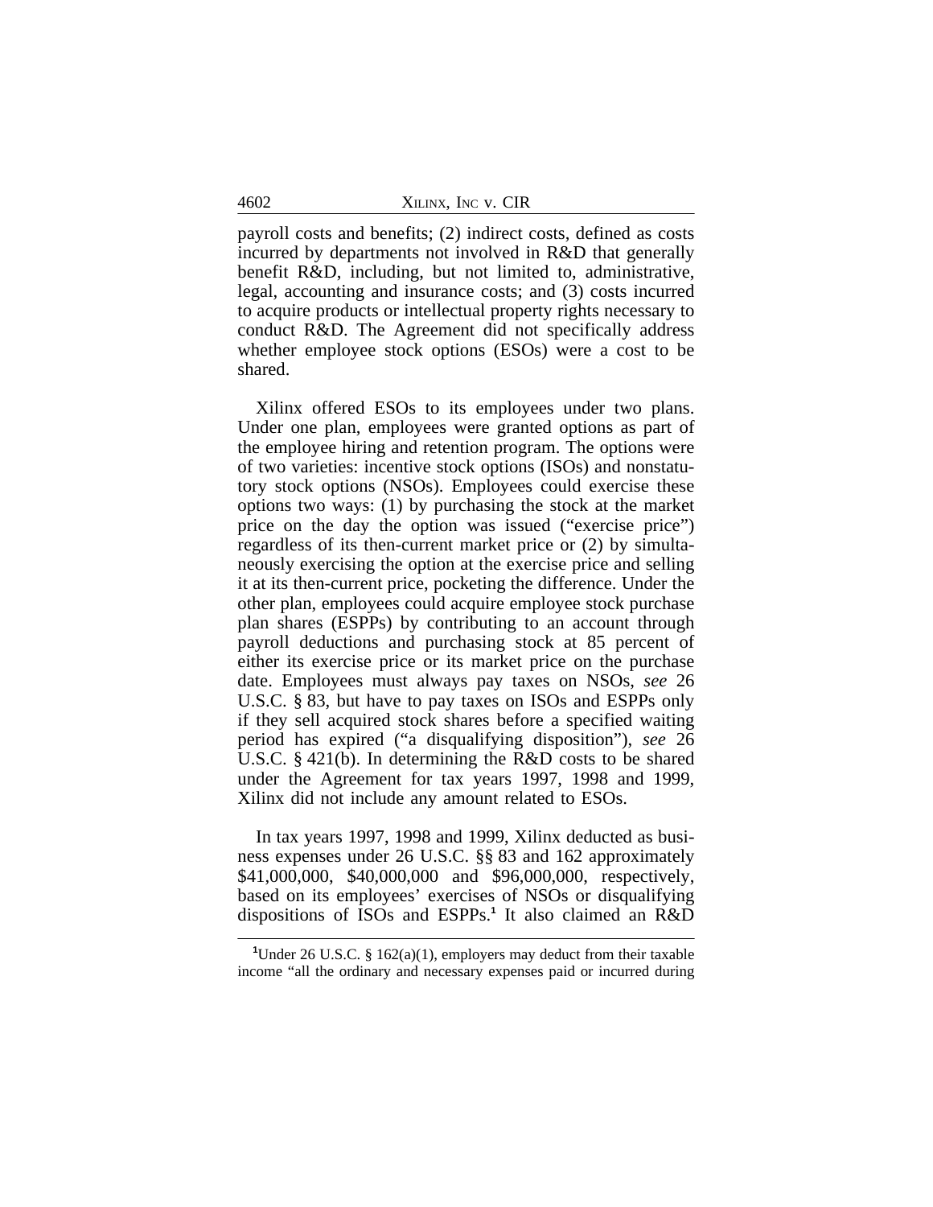payroll costs and benefits; (2) indirect costs, defined as costs incurred by departments not involved in R&D that generally benefit R&D, including, but not limited to, administrative, legal, accounting and insurance costs; and (3) costs incurred to acquire products or intellectual property rights necessary to conduct R&D. The Agreement did not specifically address whether employee stock options (ESOs) were a cost to be shared.

Xilinx offered ESOs to its employees under two plans. Under one plan, employees were granted options as part of the employee hiring and retention program. The options were of two varieties: incentive stock options (ISOs) and nonstatutory stock options (NSOs). Employees could exercise these options two ways: (1) by purchasing the stock at the market price on the day the option was issued ("exercise price") regardless of its then-current market price or (2) by simultaneously exercising the option at the exercise price and selling it at its then-current price, pocketing the difference. Under the other plan, employees could acquire employee stock purchase plan shares (ESPPs) by contributing to an account through payroll deductions and purchasing stock at 85 percent of either its exercise price or its market price on the purchase date. Employees must always pay taxes on NSOs, *see* 26 U.S.C. § 83, but have to pay taxes on ISOs and ESPPs only if they sell acquired stock shares before a specified waiting period has expired ("a disqualifying disposition"), *see* 26 U.S.C. § 421(b). In determining the R&D costs to be shared under the Agreement for tax years 1997, 1998 and 1999, Xilinx did not include any amount related to ESOs.

In tax years 1997, 1998 and 1999, Xilinx deducted as business expenses under 26 U.S.C. §§ 83 and 162 approximately $41,000,000, $40,000,000 and $96,000,000, respectively, based on its employees' exercises of NSOs or disqualifying dispositions of ISOs and ESPPs.[1] It also claimed an R&D

[1]Under 26 U.S.C. § 162(a)(1), employers may deduct from their taxable income "all the ordinary and necessary expenses paid or incurred during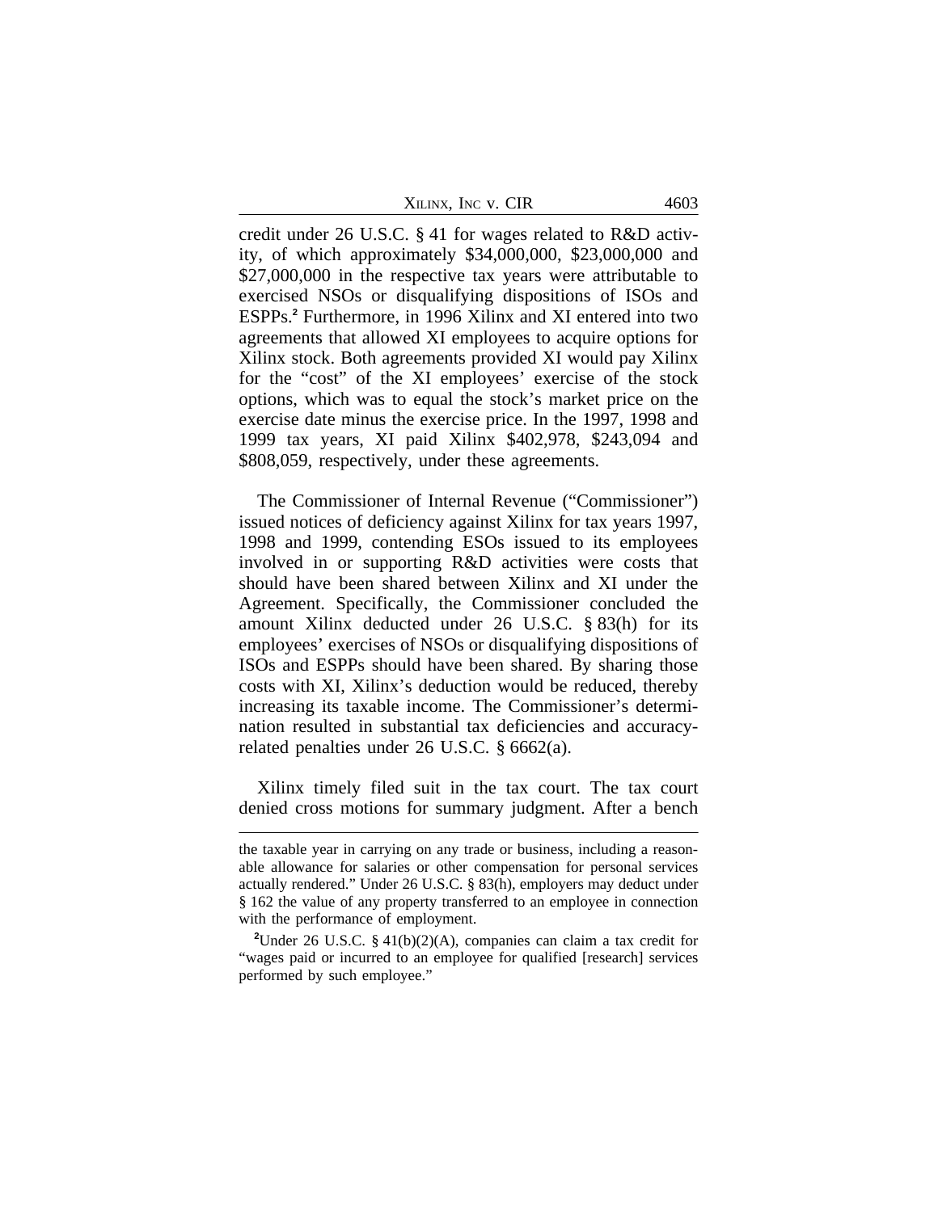credit under 26 U.S.C. § 41 for wages related to R&D activity, of which approximately $34,000,000, $23,000,000 and $27,000,000 in the respective tax years were attributable to exercised NSOs or disqualifying dispositions of ISOs and ESPPs.[2] Furthermore, in 1996 Xilinx and XI entered into two agreements that allowed XI employees to acquire options for Xilinx stock. Both agreements provided XI would pay Xilinx for the "cost" of the XI employees' exercise of the stock options, which was to equal the stock's market price on the exercise date minus the exercise price. In the 1997, 1998 and 1999 tax years, XI paid Xilinx $402,978, $243,094 and $808,059, respectively, under these agreements.

The Commissioner of Internal Revenue ("Commissioner") issued notices of deficiency against Xilinx for tax years 1997, 1998 and 1999, contending ESOs issued to its employees involved in or supporting R&D activities were costs that should have been shared between Xilinx and XI under the Agreement. Specifically, the Commissioner concluded the amount Xilinx deducted under 26 U.S.C. § 83(h) for its employees' exercises of NSOs or disqualifying dispositions of ISOs and ESPPs should have been shared. By sharing those costs with XI, Xilinx's deduction would be reduced, thereby increasing its taxable income. The Commissioner's determination resulted in substantial tax deficiencies and accuracy-related penalties under 26 U.S.C. § 6662(a).

Xilinx timely filed suit in the tax court. The tax court denied cross motions for summary judgment. After a bench

---

the taxable year in carrying on any trade or business, including a reasonable allowance for salaries or other compensation for personal services actually rendered." Under 26 U.S.C. § 83(h), employers may deduct under § 162 the value of any property transferred to an employee in connection with the performance of employment.

[2]Under 26 U.S.C. § 41(b)(2)(A), companies can claim a tax credit for "wages paid or incurred to an employee for qualified [research] services performed by such employee."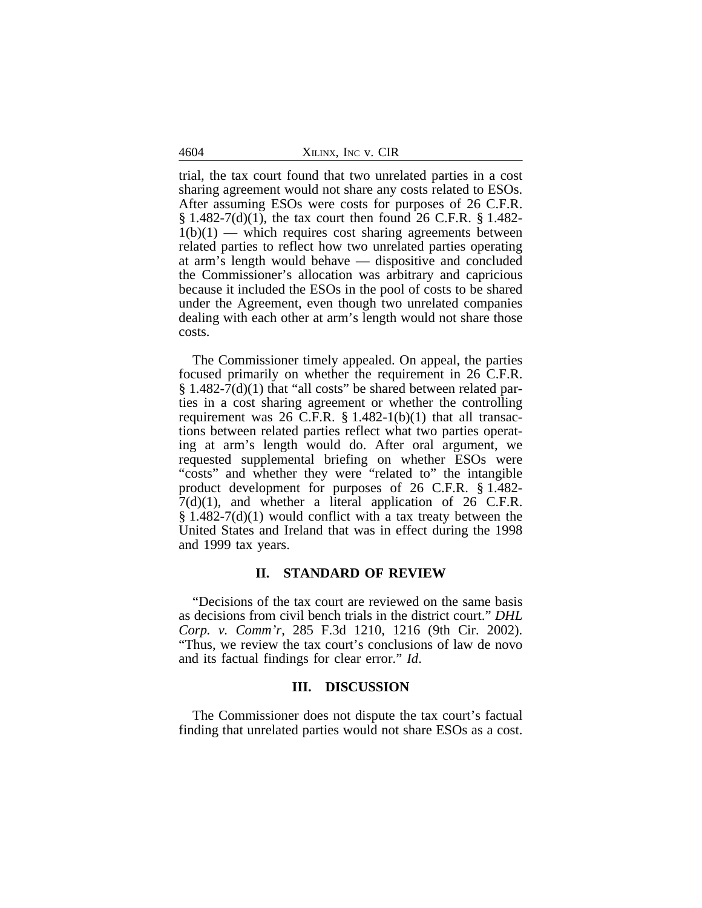trial, the tax court found that two unrelated parties in a cost sharing agreement would not share any costs related to ESOs. After assuming ESOs were costs for purposes of 26 C.F.R. § 1.482-7(d)(1), the tax court then found 26 C.F.R. § 1.482-1(b)(1) — which requires cost sharing agreements between related parties to reflect how two unrelated parties operating at arm's length would behave — dispositive and concluded the Commissioner's allocation was arbitrary and capricious because it included the ESOs in the pool of costs to be shared under the Agreement, even though two unrelated companies dealing with each other at arm's length would not share those costs.

The Commissioner timely appealed. On appeal, the parties focused primarily on whether the requirement in 26 C.F.R. § 1.482-7(d)(1) that "all costs" be shared between related parties in a cost sharing agreement or whether the controlling requirement was 26 C.F.R. § 1.482-1(b)(1) that all transactions between related parties reflect what two parties operating at arm's length would do. After oral argument, we requested supplemental briefing on whether ESOs were "costs" and whether they were "related to" the intangible product development for purposes of 26 C.F.R. § 1.482-7(d)(1), and whether a literal application of 26 C.F.R. § 1.482-7(d)(1) would conflict with a tax treaty between the United States and Ireland that was in effect during the 1998 and 1999 tax years.

## II. STANDARD OF REVIEW

"Decisions of the tax court are reviewed on the same basis as decisions from civil bench trials in the district court." *DHL Corp. v. Comm'r*, 285 F.3d 1210, 1216 (9th Cir. 2002). "Thus, we review the tax court's conclusions of law de novo and its factual findings for clear error." *Id*.

## III. DISCUSSION

The Commissioner does not dispute the tax court's factual finding that unrelated parties would not share ESOs as a cost.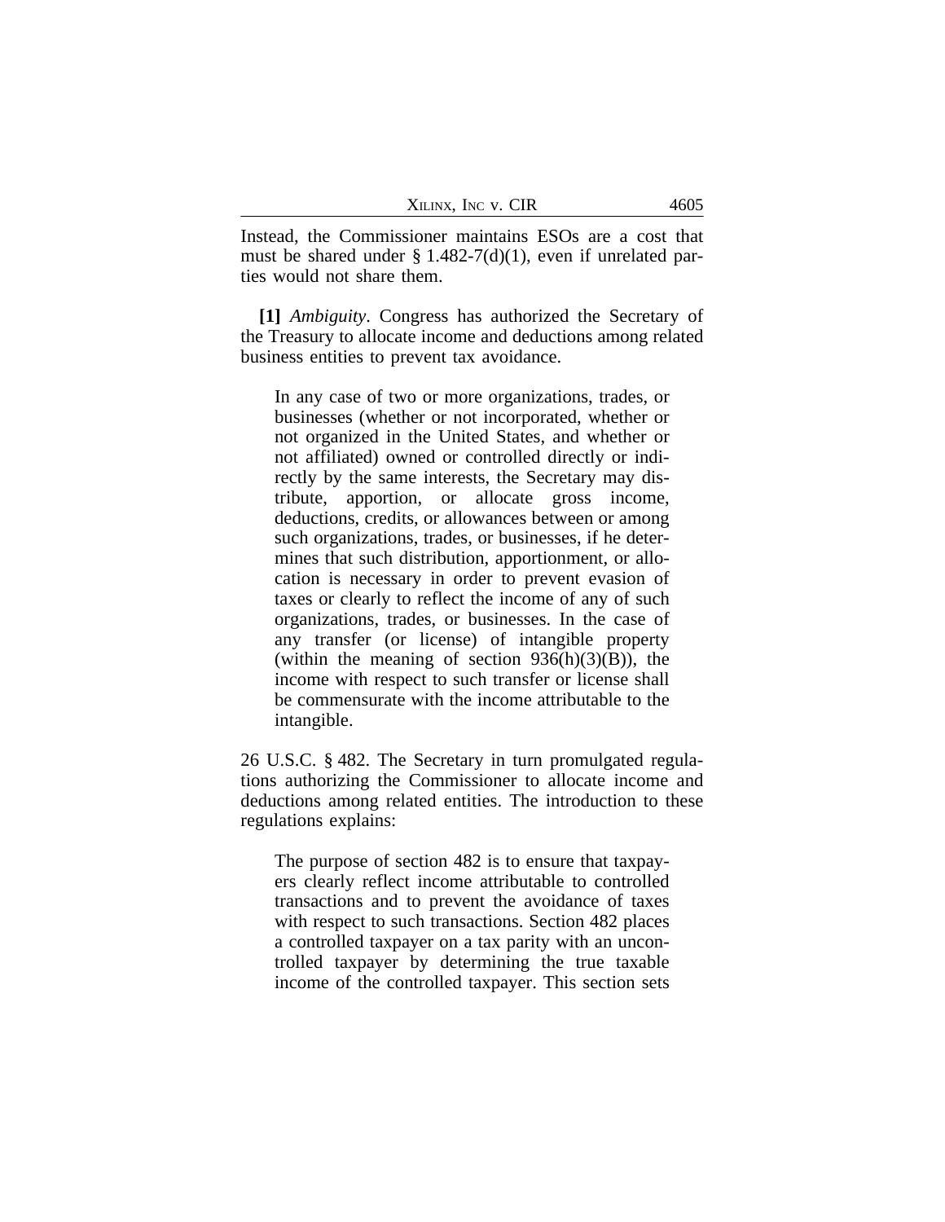Instead, the Commissioner maintains ESOs are a cost that must be shared under § 1.482-7(d)(1), even if unrelated parties would not share them.

**[1]** *Ambiguity*. Congress has authorized the Secretary of the Treasury to allocate income and deductions among related business entities to prevent tax avoidance.

> In any case of two or more organizations, trades, or businesses (whether or not incorporated, whether or not organized in the United States, and whether or not affiliated) owned or controlled directly or indirectly by the same interests, the Secretary may distribute, apportion, or allocate gross income, deductions, credits, or allowances between or among such organizations, trades, or businesses, if he determines that such distribution, apportionment, or allocation is necessary in order to prevent evasion of taxes or clearly to reflect the income of any of such organizations, trades, or businesses. In the case of any transfer (or license) of intangible property (within the meaning of section 936(h)(3)(B)), the income with respect to such transfer or license shall be commensurate with the income attributable to the intangible.

26 U.S.C. § 482. The Secretary in turn promulgated regulations authorizing the Commissioner to allocate income and deductions among related entities. The introduction to these regulations explains:

> The purpose of section 482 is to ensure that taxpayers clearly reflect income attributable to controlled transactions and to prevent the avoidance of taxes with respect to such transactions. Section 482 places a controlled taxpayer on a tax parity with an uncontrolled taxpayer by determining the true taxable income of the controlled taxpayer. This section sets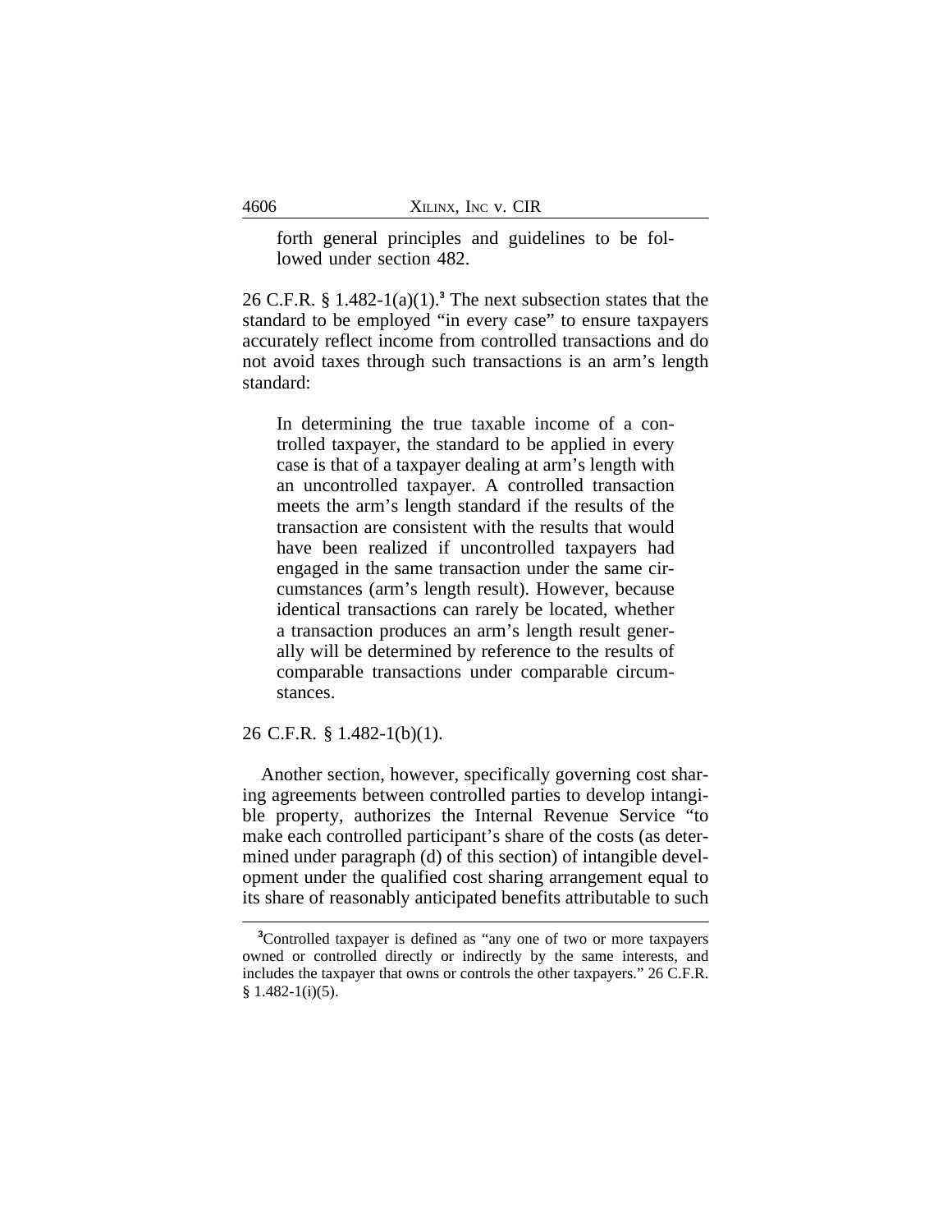> forth general principles and guidelines to be followed under section 482.

26 C.F.R. § 1.482-1(a)(1).[3] The next subsection states that the standard to be employed "in every case" to ensure taxpayers accurately reflect income from controlled transactions and do not avoid taxes through such transactions is an arm's length standard:

> In determining the true taxable income of a controlled taxpayer, the standard to be applied in every case is that of a taxpayer dealing at arm's length with an uncontrolled taxpayer. A controlled transaction meets the arm's length standard if the results of the transaction are consistent with the results that would have been realized if uncontrolled taxpayers had engaged in the same transaction under the same circumstances (arm's length result). However, because identical transactions can rarely be located, whether a transaction produces an arm's length result generally will be determined by reference to the results of comparable transactions under comparable circumstances.

26 C.F.R. § 1.482-1(b)(1).

Another section, however, specifically governing cost sharing agreements between controlled parties to develop intangible property, authorizes the Internal Revenue Service "to make each controlled participant's share of the costs (as determined under paragraph (d) of this section) of intangible development under the qualified cost sharing arrangement equal to its share of reasonably anticipated benefits attributable to such

---

[3]Controlled taxpayer is defined as "any one of two or more taxpayers owned or controlled directly or indirectly by the same interests, and includes the taxpayer that owns or controls the other taxpayers." 26 C.F.R. § 1.482-1(i)(5).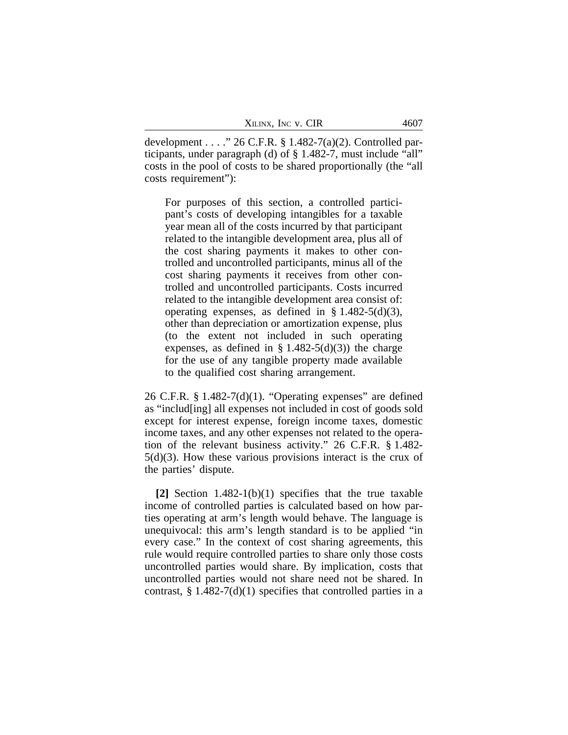development . . . ." 26 C.F.R. § 1.482-7(a)(2). Controlled participants, under paragraph (d) of § 1.482-7, must include "all" costs in the pool of costs to be shared proportionally (the "all costs requirement"):

> For purposes of this section, a controlled participant's costs of developing intangibles for a taxable year mean all of the costs incurred by that participant related to the intangible development area, plus all of the cost sharing payments it makes to other controlled and uncontrolled participants, minus all of the cost sharing payments it receives from other controlled and uncontrolled participants. Costs incurred related to the intangible development area consist of: operating expenses, as defined in § 1.482-5(d)(3), other than depreciation or amortization expense, plus (to the extent not included in such operating expenses, as defined in § 1.482-5(d)(3)) the charge for the use of any tangible property made available to the qualified cost sharing arrangement.

26 C.F.R. § 1.482-7(d)(1). "Operating expenses" are defined as "includ[ing] all expenses not included in cost of goods sold except for interest expense, foreign income taxes, domestic income taxes, and any other expenses not related to the operation of the relevant business activity." 26 C.F.R. § 1.482-5(d)(3). How these various provisions interact is the crux of the parties' dispute.

**[2]** Section 1.482-1(b)(1) specifies that the true taxable income of controlled parties is calculated based on how parties operating at arm's length would behave. The language is unequivocal: this arm's length standard is to be applied "in every case." In the context of cost sharing agreements, this rule would require controlled parties to share only those costs uncontrolled parties would share. By implication, costs that uncontrolled parties would not share need not be shared. In contrast, § 1.482-7(d)(1) specifies that controlled parties in a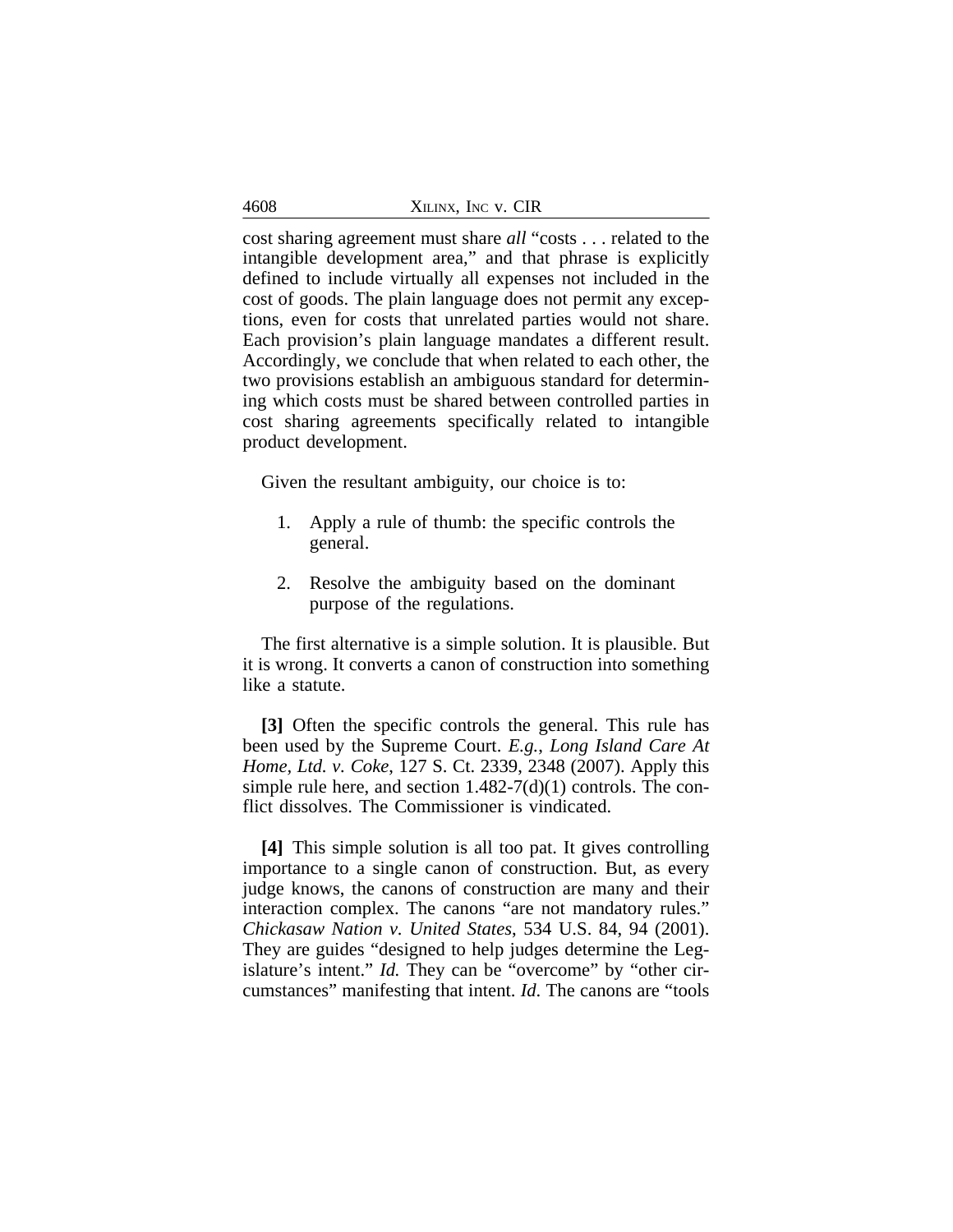cost sharing agreement must share *all* "costs . . . related to the intangible development area," and that phrase is explicitly defined to include virtually all expenses not included in the cost of goods. The plain language does not permit any exceptions, even for costs that unrelated parties would not share. Each provision's plain language mandates a different result. Accordingly, we conclude that when related to each other, the two provisions establish an ambiguous standard for determining which costs must be shared between controlled parties in cost sharing agreements specifically related to intangible product development.

Given the resultant ambiguity, our choice is to:

1. Apply a rule of thumb: the specific controls the general.

2. Resolve the ambiguity based on the dominant purpose of the regulations.

The first alternative is a simple solution. It is plausible. But it is wrong. It converts a canon of construction into something like a statute.

**[3]** Often the specific controls the general. This rule has been used by the Supreme Court. *E.g.*, *Long Island Care At Home, Ltd. v. Coke*, 127 S. Ct. 2339, 2348 (2007). Apply this simple rule here, and section 1.482-7(d)(1) controls. The conflict dissolves. The Commissioner is vindicated.

**[4]** This simple solution is all too pat. It gives controlling importance to a single canon of construction. But, as every judge knows, the canons of construction are many and their interaction complex. The canons "are not mandatory rules." *Chickasaw Nation v. United States*, 534 U.S. 84, 94 (2001). They are guides "designed to help judges determine the Legislature's intent." *Id.* They can be "overcome" by "other circumstances" manifesting that intent. *Id*. The canons are "tools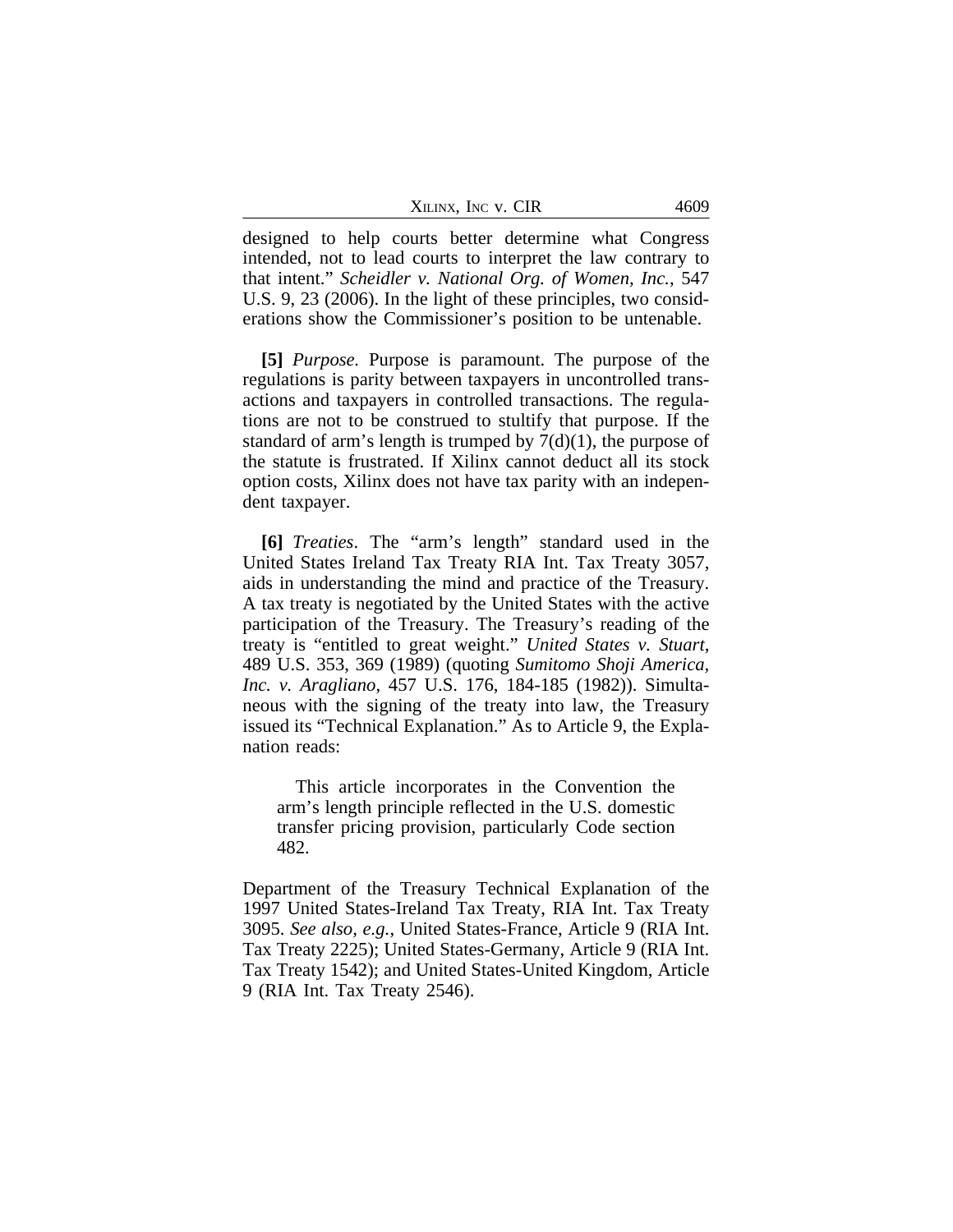designed to help courts better determine what Congress intended, not to lead courts to interpret the law contrary to that intent." *Scheidler v. National Org. of Women, Inc.*, 547 U.S. 9, 23 (2006). In the light of these principles, two considerations show the Commissioner's position to be untenable.

**[5]** *Purpose.* Purpose is paramount. The purpose of the regulations is parity between taxpayers in uncontrolled transactions and taxpayers in controlled transactions. The regulations are not to be construed to stultify that purpose. If the standard of arm's length is trumped by 7(d)(1), the purpose of the statute is frustrated. If Xilinx cannot deduct all its stock option costs, Xilinx does not have tax parity with an independent taxpayer.

**[6]** *Treaties*. The "arm's length" standard used in the United States Ireland Tax Treaty RIA Int. Tax Treaty 3057, aids in understanding the mind and practice of the Treasury. A tax treaty is negotiated by the United States with the active participation of the Treasury. The Treasury's reading of the treaty is "entitled to great weight." *United States v. Stuart*, 489 U.S. 353, 369 (1989) (quoting *Sumitomo Shoji America, Inc. v. Aragliano*, 457 U.S. 176, 184-185 (1982)). Simultaneous with the signing of the treaty into law, the Treasury issued its "Technical Explanation." As to Article 9, the Explanation reads:

> This article incorporates in the Convention the arm's length principle reflected in the U.S. domestic transfer pricing provision, particularly Code section 482.

Department of the Treasury Technical Explanation of the 1997 United States-Ireland Tax Treaty, RIA Int. Tax Treaty 3095. *See also, e.g.*, United States-France, Article 9 (RIA Int. Tax Treaty 2225); United States-Germany, Article 9 (RIA Int. Tax Treaty 1542); and United States-United Kingdom, Article 9 (RIA Int. Tax Treaty 2546).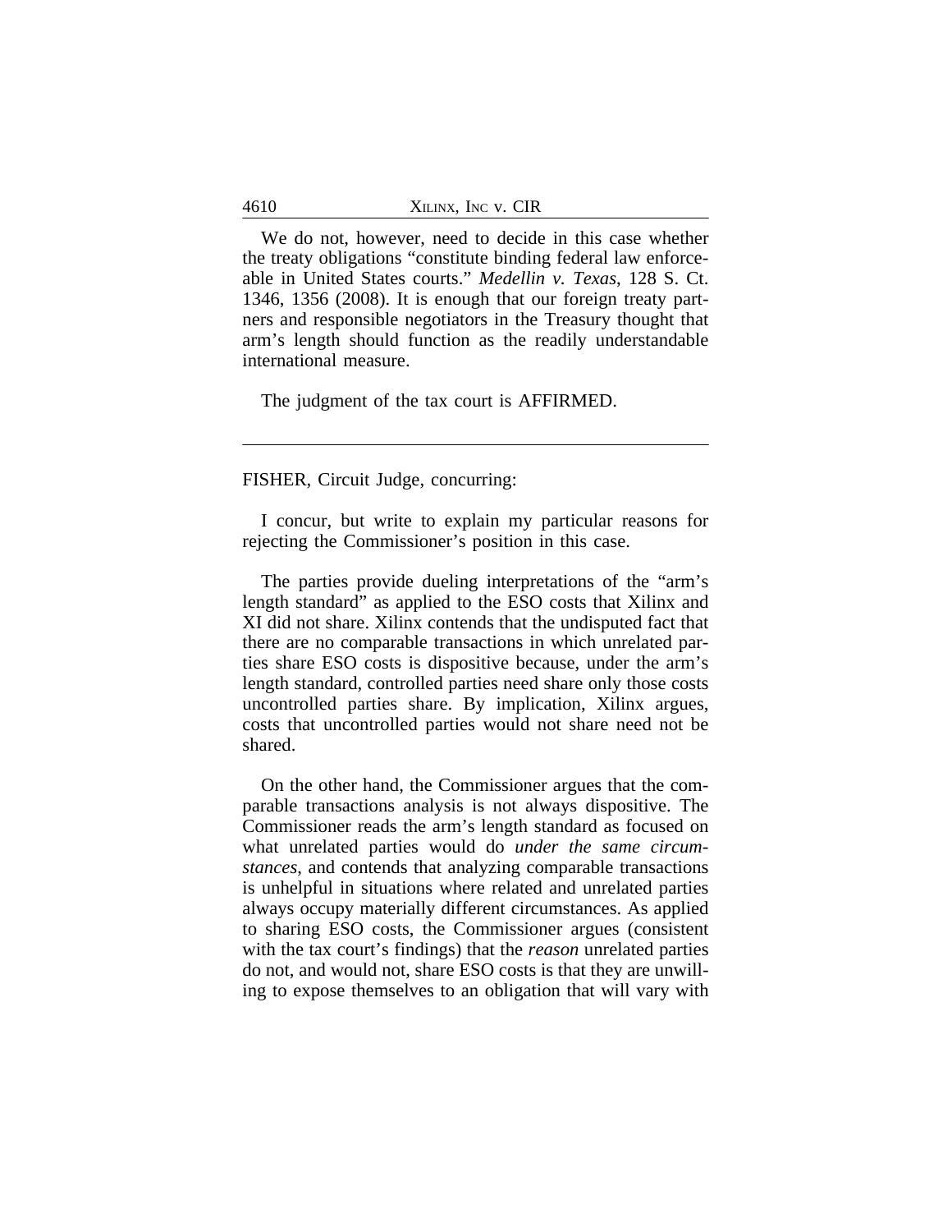We do not, however, need to decide in this case whether the treaty obligations "constitute binding federal law enforceable in United States courts." *Medellin v. Texas*, 128 S. Ct. 1346, 1356 (2008). It is enough that our foreign treaty partners and responsible negotiators in the Treasury thought that arm's length should function as the readily understandable international measure.

The judgment of the tax court is AFFIRMED.

---

FISHER, Circuit Judge, concurring:

I concur, but write to explain my particular reasons for rejecting the Commissioner's position in this case.

The parties provide dueling interpretations of the "arm's length standard" as applied to the ESO costs that Xilinx and XI did not share. Xilinx contends that the undisputed fact that there are no comparable transactions in which unrelated parties share ESO costs is dispositive because, under the arm's length standard, controlled parties need share only those costs uncontrolled parties share. By implication, Xilinx argues, costs that uncontrolled parties would not share need not be shared.

On the other hand, the Commissioner argues that the comparable transactions analysis is not always dispositive. The Commissioner reads the arm's length standard as focused on what unrelated parties would do *under the same circumstances*, and contends that analyzing comparable transactions is unhelpful in situations where related and unrelated parties always occupy materially different circumstances. As applied to sharing ESO costs, the Commissioner argues (consistent with the tax court's findings) that the *reason* unrelated parties do not, and would not, share ESO costs is that they are unwilling to expose themselves to an obligation that will vary with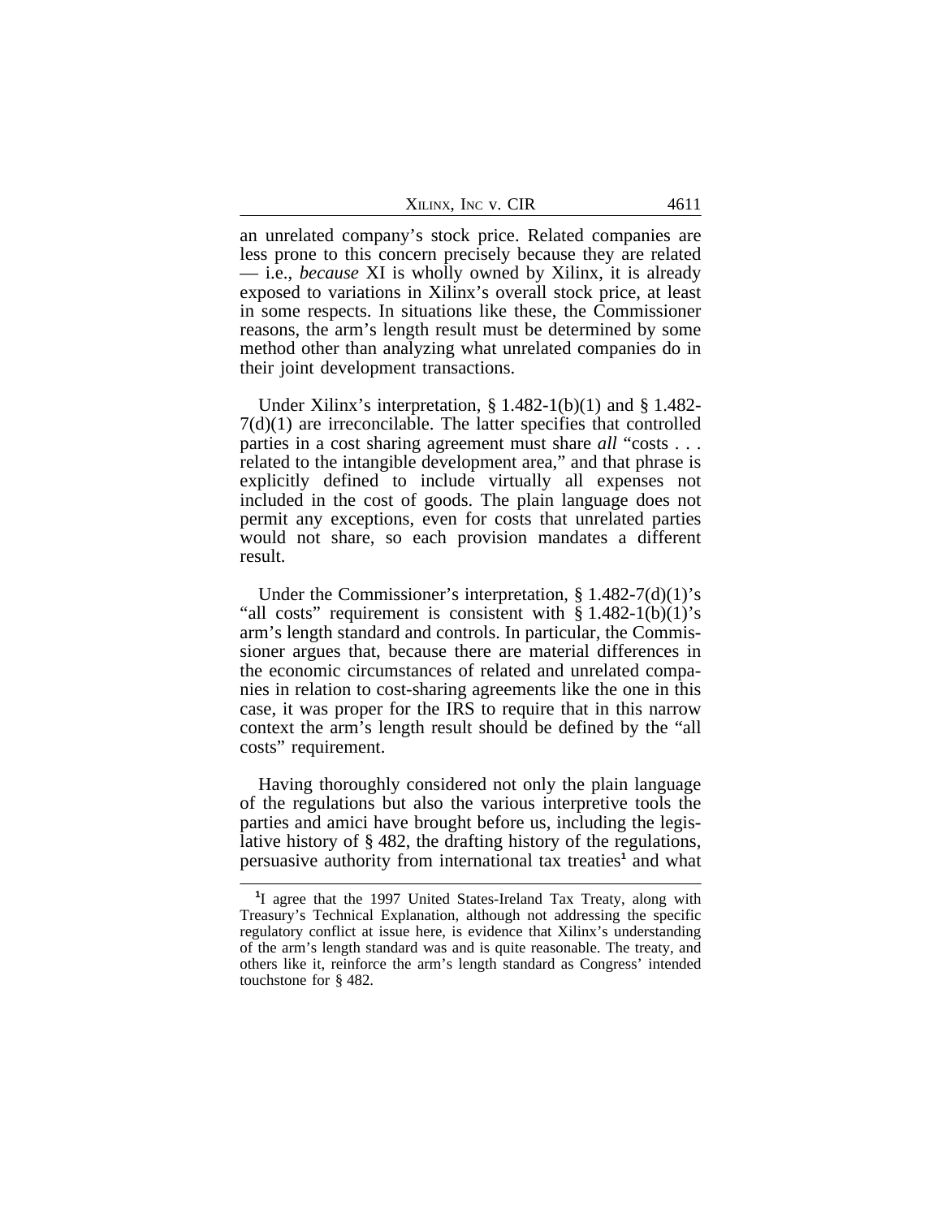an unrelated company's stock price. Related companies are less prone to this concern precisely because they are related — i.e., *because* XI is wholly owned by Xilinx, it is already exposed to variations in Xilinx's overall stock price, at least in some respects. In situations like these, the Commissioner reasons, the arm's length result must be determined by some method other than analyzing what unrelated companies do in their joint development transactions.

Under Xilinx's interpretation, § 1.482-1(b)(1) and § 1.482-7(d)(1) are irreconcilable. The latter specifies that controlled parties in a cost sharing agreement must share *all* "costs . . . related to the intangible development area," and that phrase is explicitly defined to include virtually all expenses not included in the cost of goods. The plain language does not permit any exceptions, even for costs that unrelated parties would not share, so each provision mandates a different result.

Under the Commissioner's interpretation, § 1.482-7(d)(1)'s "all costs" requirement is consistent with § 1.482-1(b)(1)'s arm's length standard and controls. In particular, the Commissioner argues that, because there are material differences in the economic circumstances of related and unrelated companies in relation to cost-sharing agreements like the one in this case, it was proper for the IRS to require that in this narrow context the arm's length result should be defined by the "all costs" requirement.

Having thoroughly considered not only the plain language of the regulations but also the various interpretive tools the parties and amici have brought before us, including the legislative history of § 482, the drafting history of the regulations, persuasive authority from international tax treaties[1] and what

[1] I agree that the 1997 United States-Ireland Tax Treaty, along with Treasury's Technical Explanation, although not addressing the specific regulatory conflict at issue here, is evidence that Xilinx's understanding of the arm's length standard was and is quite reasonable. The treaty, and others like it, reinforce the arm's length standard as Congress' intended touchstone for § 482.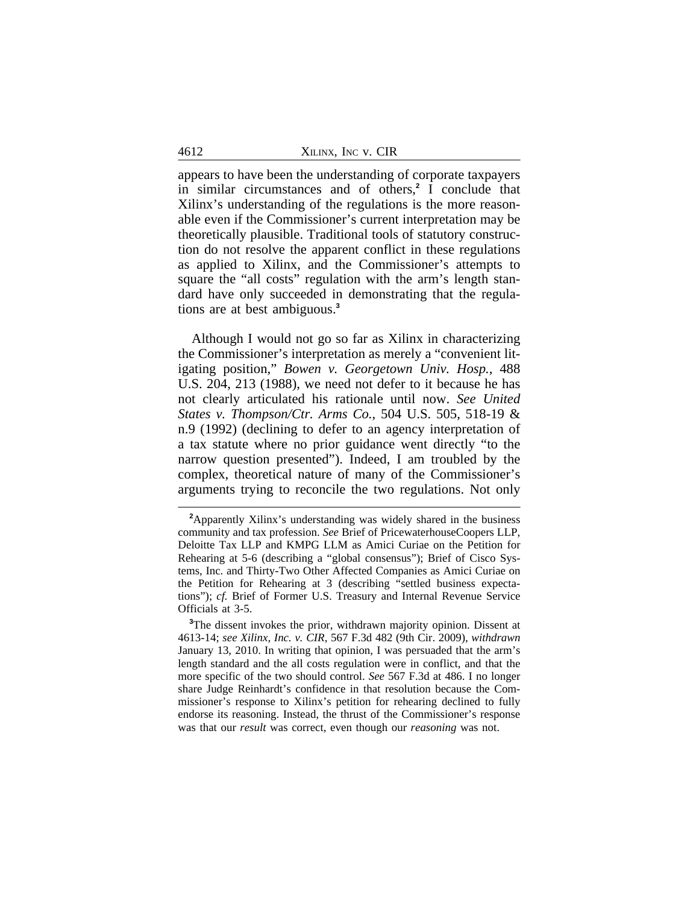appears to have been the understanding of corporate taxpayers in similar circumstances and of others,[2] I conclude that Xilinx's understanding of the regulations is the more reasonable even if the Commissioner's current interpretation may be theoretically plausible. Traditional tools of statutory construction do not resolve the apparent conflict in these regulations as applied to Xilinx, and the Commissioner's attempts to square the "all costs" regulation with the arm's length standard have only succeeded in demonstrating that the regulations are at best ambiguous.[3]

Although I would not go so far as Xilinx in characterizing the Commissioner's interpretation as merely a "convenient litigating position," *Bowen v. Georgetown Univ. Hosp.*, 488 U.S. 204, 213 (1988), we need not defer to it because he has not clearly articulated his rationale until now. *See United States v. Thompson/Ctr. Arms Co.*, 504 U.S. 505, 518-19 & n.9 (1992) (declining to defer to an agency interpretation of a tax statute where no prior guidance went directly "to the narrow question presented"). Indeed, I am troubled by the complex, theoretical nature of many of the Commissioner's arguments trying to reconcile the two regulations. Not only

---

[2]Apparently Xilinx's understanding was widely shared in the business community and tax profession. *See* Brief of PricewaterhouseCoopers LLP, Deloitte Tax LLP and KMPG LLM as Amici Curiae on the Petition for Rehearing at 5-6 (describing a "global consensus"); Brief of Cisco Systems, Inc. and Thirty-Two Other Affected Companies as Amici Curiae on the Petition for Rehearing at 3 (describing "settled business expectations"); *cf.* Brief of Former U.S. Treasury and Internal Revenue Service Officials at 3-5.

[3]The dissent invokes the prior, withdrawn majority opinion. Dissent at 4613-14; *see Xilinx, Inc. v. CIR*, 567 F.3d 482 (9th Cir. 2009), *withdrawn* January 13, 2010. In writing that opinion, I was persuaded that the arm's length standard and the all costs regulation were in conflict, and that the more specific of the two should control. *See* 567 F.3d at 486. I no longer share Judge Reinhardt's confidence in that resolution because the Commissioner's response to Xilinx's petition for rehearing declined to fully endorse its reasoning. Instead, the thrust of the Commissioner's response was that our *result* was correct, even though our *reasoning* was not.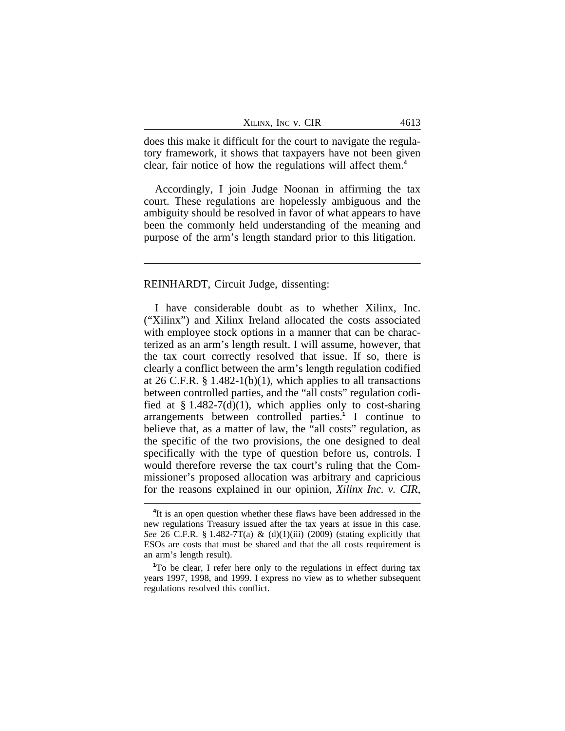does this make it difficult for the court to navigate the regulatory framework, it shows that taxpayers have not been given clear, fair notice of how the regulations will affect them.[4]

Accordingly, I join Judge Noonan in affirming the tax court. These regulations are hopelessly ambiguous and the ambiguity should be resolved in favor of what appears to have been the commonly held understanding of the meaning and purpose of the arm's length standard prior to this litigation.

---

REINHARDT, Circuit Judge, dissenting:

I have considerable doubt as to whether Xilinx, Inc. ("Xilinx") and Xilinx Ireland allocated the costs associated with employee stock options in a manner that can be characterized as an arm's length result. I will assume, however, that the tax court correctly resolved that issue. If so, there is clearly a conflict between the arm's length regulation codified at 26 C.F.R. § 1.482-1(b)(1), which applies to all transactions between controlled parties, and the "all costs" regulation codified at § 1.482-7(d)(1), which applies only to cost-sharing arrangements between controlled parties.[1] I continue to believe that, as a matter of law, the "all costs" regulation, as the specific of the two provisions, the one designed to deal specifically with the type of question before us, controls. I would therefore reverse the tax court's ruling that the Commissioner's proposed allocation was arbitrary and capricious for the reasons explained in our opinion, *Xilinx Inc. v. CIR*,

---

[4]It is an open question whether these flaws have been addressed in the new regulations Treasury issued after the tax years at issue in this case. *See* 26 C.F.R. § 1.482-7T(a) & (d)(1)(iii) (2009) (stating explicitly that ESOs are costs that must be shared and that the all costs requirement is an arm's length result).

[1]To be clear, I refer here only to the regulations in effect during tax years 1997, 1998, and 1999. I express no view as to whether subsequent regulations resolved this conflict.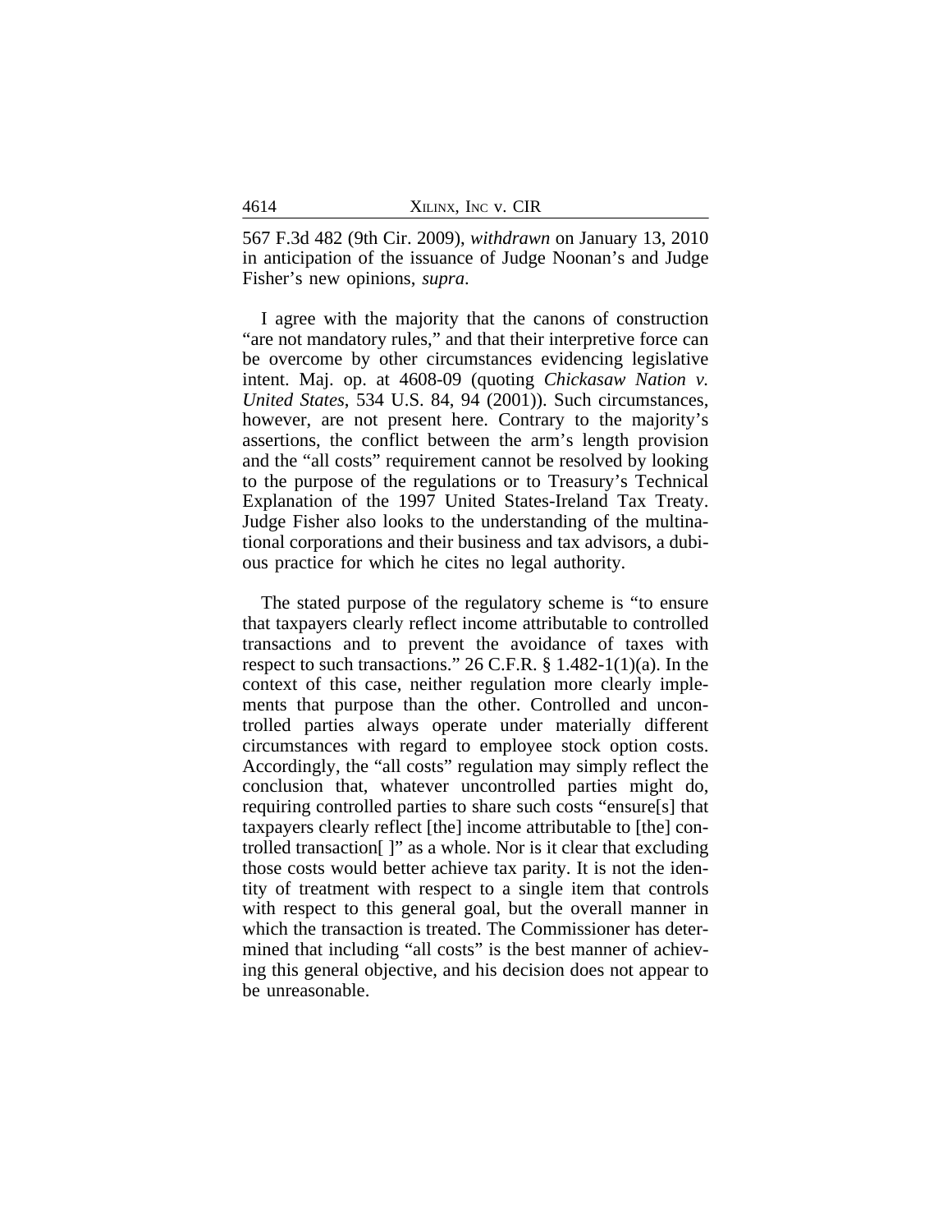567 F.3d 482 (9th Cir. 2009), *withdrawn* on January 13, 2010 in anticipation of the issuance of Judge Noonan's and Judge Fisher's new opinions, *supra*.

I agree with the majority that the canons of construction "are not mandatory rules," and that their interpretive force can be overcome by other circumstances evidencing legislative intent. Maj. op. at 4608-09 (quoting *Chickasaw Nation v. United States*, 534 U.S. 84, 94 (2001)). Such circumstances, however, are not present here. Contrary to the majority's assertions, the conflict between the arm's length provision and the "all costs" requirement cannot be resolved by looking to the purpose of the regulations or to Treasury's Technical Explanation of the 1997 United States-Ireland Tax Treaty. Judge Fisher also looks to the understanding of the multinational corporations and their business and tax advisors, a dubious practice for which he cites no legal authority.

The stated purpose of the regulatory scheme is "to ensure that taxpayers clearly reflect income attributable to controlled transactions and to prevent the avoidance of taxes with respect to such transactions." 26 C.F.R. § 1.482-1(1)(a). In the context of this case, neither regulation more clearly implements that purpose than the other. Controlled and uncontrolled parties always operate under materially different circumstances with regard to employee stock option costs. Accordingly, the "all costs" regulation may simply reflect the conclusion that, whatever uncontrolled parties might do, requiring controlled parties to share such costs "ensure[s] that taxpayers clearly reflect [the] income attributable to [the] controlled transaction[ ]" as a whole. Nor is it clear that excluding those costs would better achieve tax parity. It is not the identity of treatment with respect to a single item that controls with respect to this general goal, but the overall manner in which the transaction is treated. The Commissioner has determined that including "all costs" is the best manner of achieving this general objective, and his decision does not appear to be unreasonable.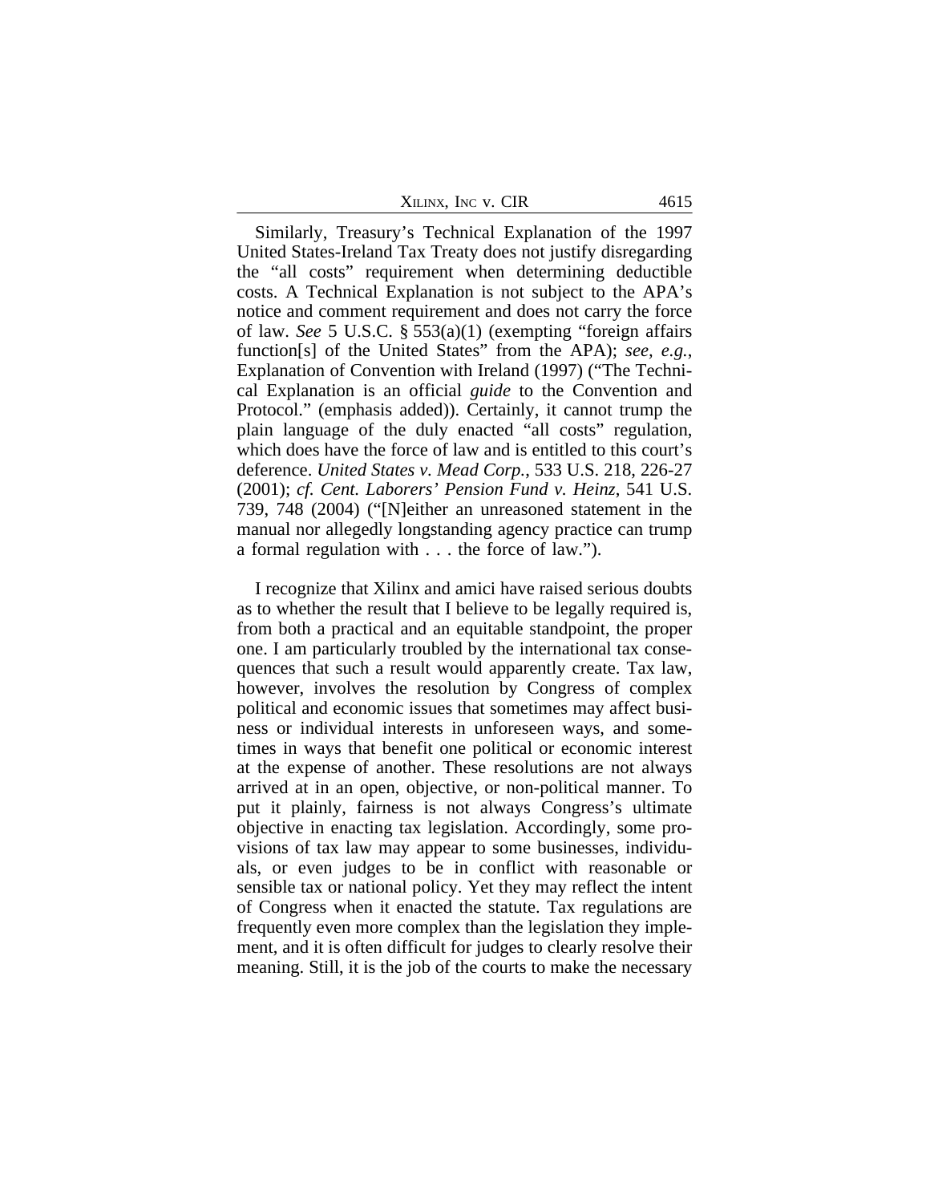Similarly, Treasury's Technical Explanation of the 1997 United States-Ireland Tax Treaty does not justify disregarding the "all costs" requirement when determining deductible costs. A Technical Explanation is not subject to the APA's notice and comment requirement and does not carry the force of law. *See* 5 U.S.C. § 553(a)(1) (exempting "foreign affairs function[s] of the United States" from the APA); *see, e.g.*, Explanation of Convention with Ireland (1997) ("The Technical Explanation is an official *guide* to the Convention and Protocol." (emphasis added)). Certainly, it cannot trump the plain language of the duly enacted "all costs" regulation, which does have the force of law and is entitled to this court's deference. *United States v. Mead Corp.*, 533 U.S. 218, 226-27 (2001); *cf. Cent. Laborers' Pension Fund v. Heinz*, 541 U.S. 739, 748 (2004) ("[N]either an unreasoned statement in the manual nor allegedly longstanding agency practice can trump a formal regulation with . . . the force of law.").

I recognize that Xilinx and amici have raised serious doubts as to whether the result that I believe to be legally required is, from both a practical and an equitable standpoint, the proper one. I am particularly troubled by the international tax consequences that such a result would apparently create. Tax law, however, involves the resolution by Congress of complex political and economic issues that sometimes may affect business or individual interests in unforeseen ways, and sometimes in ways that benefit one political or economic interest at the expense of another. These resolutions are not always arrived at in an open, objective, or non-political manner. To put it plainly, fairness is not always Congress's ultimate objective in enacting tax legislation. Accordingly, some provisions of tax law may appear to some businesses, individuals, or even judges to be in conflict with reasonable or sensible tax or national policy. Yet they may reflect the intent of Congress when it enacted the statute. Tax regulations are frequently even more complex than the legislation they implement, and it is often difficult for judges to clearly resolve their meaning. Still, it is the job of the courts to make the necessary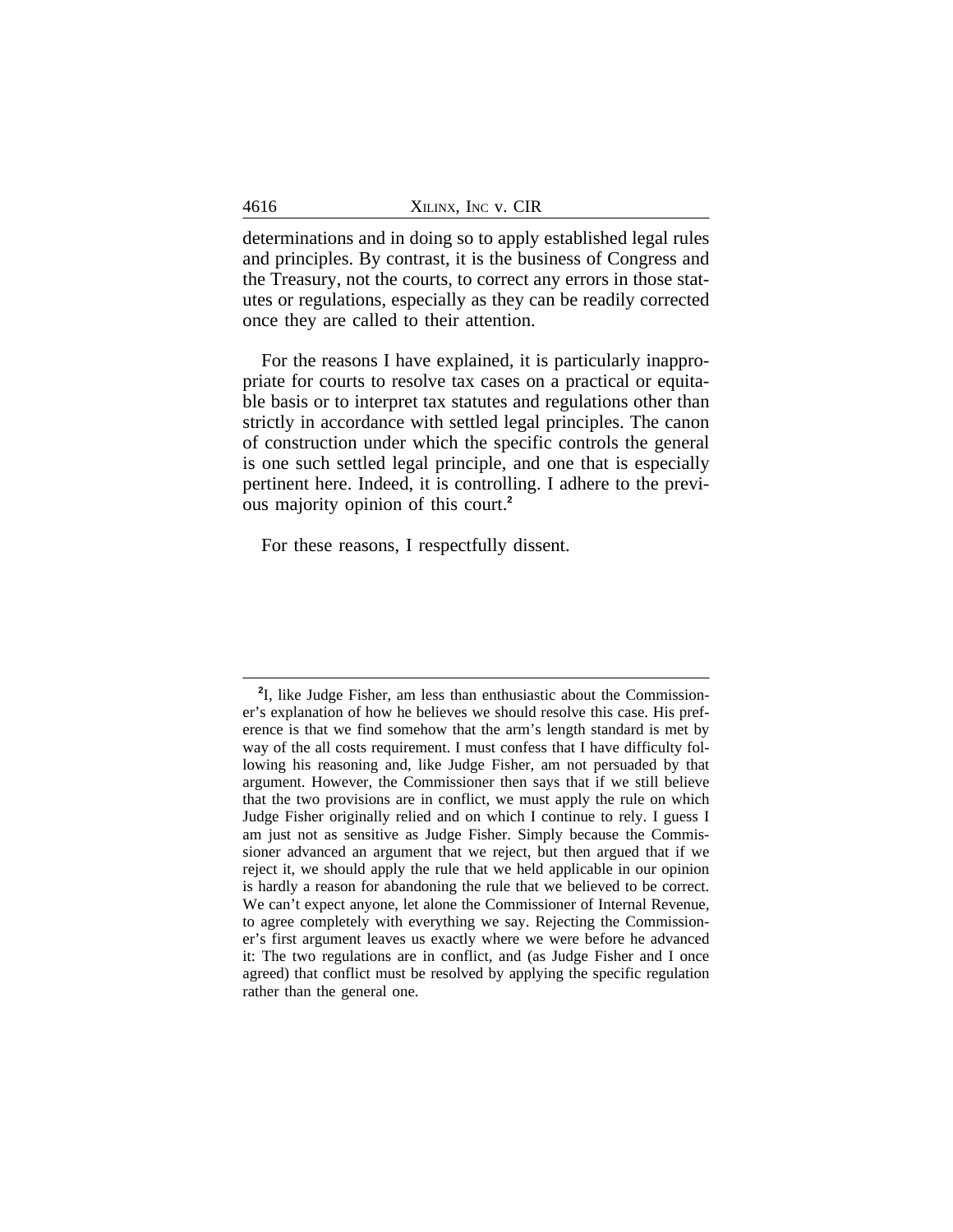determinations and in doing so to apply established legal rules and principles. By contrast, it is the business of Congress and the Treasury, not the courts, to correct any errors in those statutes or regulations, especially as they can be readily corrected once they are called to their attention.

For the reasons I have explained, it is particularly inappropriate for courts to resolve tax cases on a practical or equitable basis or to interpret tax statutes and regulations other than strictly in accordance with settled legal principles. The canon of construction under which the specific controls the general is one such settled legal principle, and one that is especially pertinent here. Indeed, it is controlling. I adhere to the previous majority opinion of this court.[2]

For these reasons, I respectfully dissent.

[2] I, like Judge Fisher, am less than enthusiastic about the Commissioner's explanation of how he believes we should resolve this case. His preference is that we find somehow that the arm's length standard is met by way of the all costs requirement. I must confess that I have difficulty following his reasoning and, like Judge Fisher, am not persuaded by that argument. However, the Commissioner then says that if we still believe that the two provisions are in conflict, we must apply the rule on which Judge Fisher originally relied and on which I continue to rely. I guess I am just not as sensitive as Judge Fisher. Simply because the Commissioner advanced an argument that we reject, but then argued that if we reject it, we should apply the rule that we held applicable in our opinion is hardly a reason for abandoning the rule that we believed to be correct. We can't expect anyone, let alone the Commissioner of Internal Revenue, to agree completely with everything we say. Rejecting the Commissioner's first argument leaves us exactly where we were before he advanced it: The two regulations are in conflict, and (as Judge Fisher and I once agreed) that conflict must be resolved by applying the specific regulation rather than the general one.